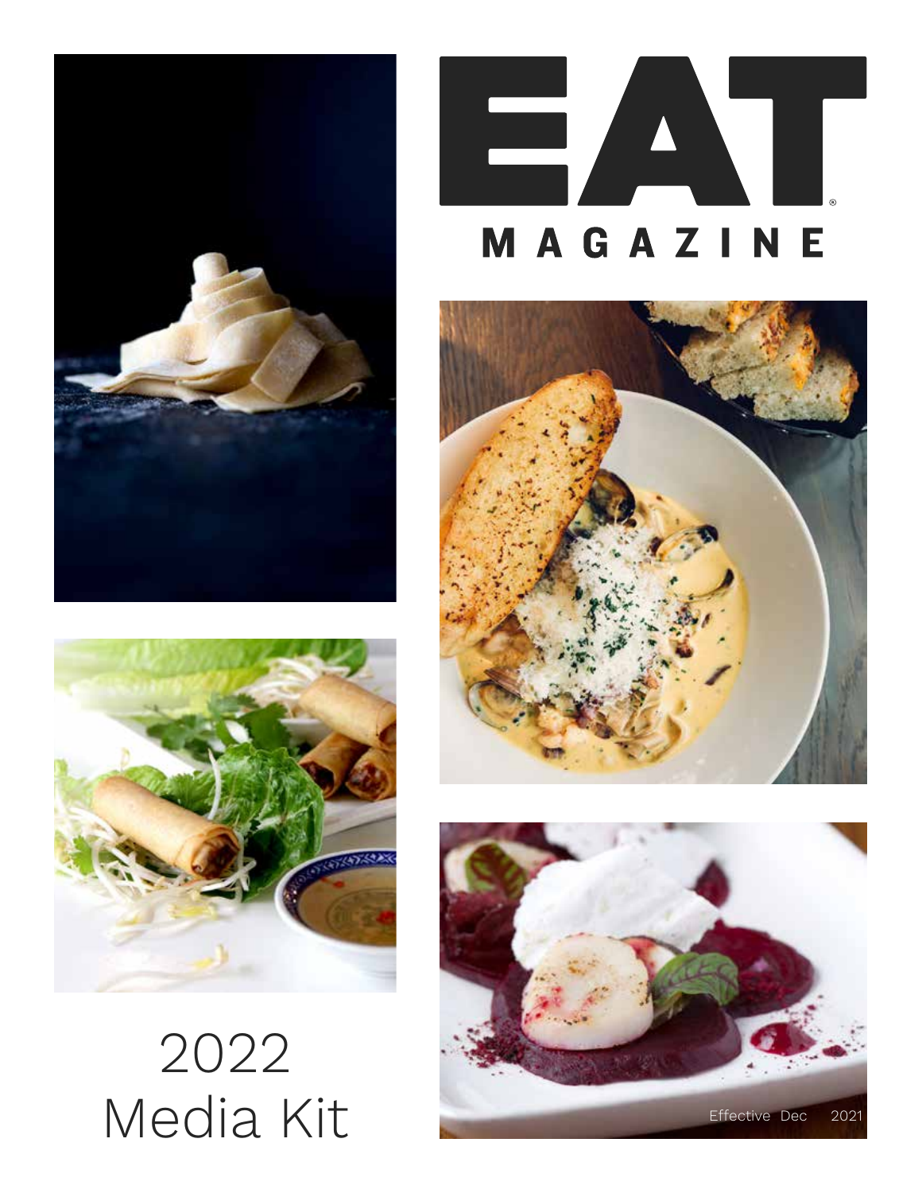# EAT®

## MAGAZINE

# 2022 Media Kit

Effective Dec 2021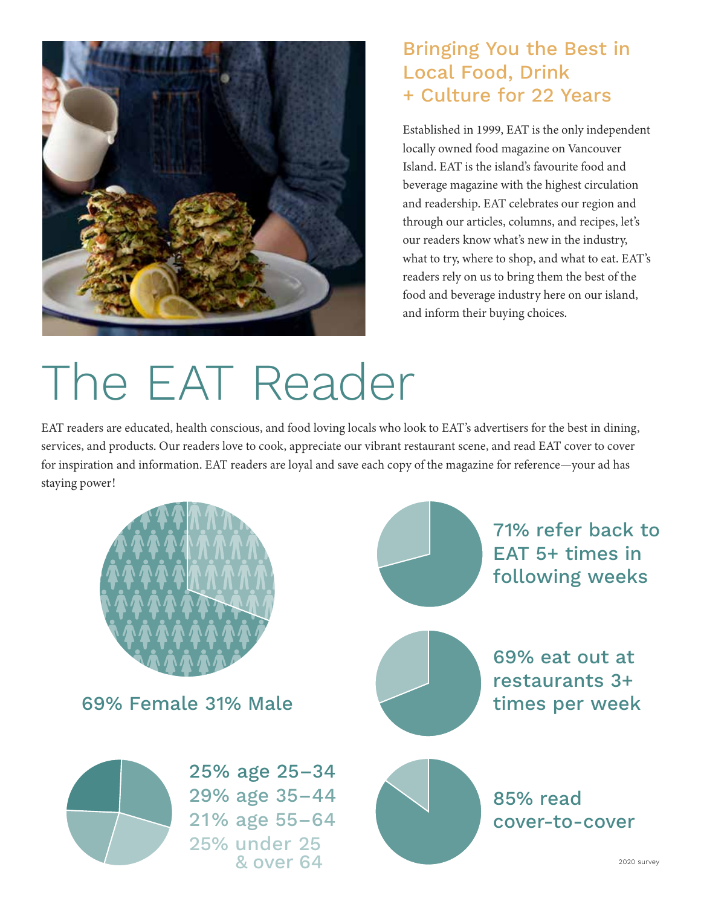## Bringing You the Best in Local Food, Drink + Culture for 22 Years

Established in 1999, EAT is the only independent locally owned food magazine on Vancouver Island. EAT is the island's favourite food and beverage magazine with the highest circulation and readership. EAT celebrates our region and through our articles, columns, and recipes, let's our readers know what's new in the industry, what to try, where to shop, and what to eat. EAT's readers rely on us to bring them the best of the food and beverage industry here on our island, and inform their buying choices.

# The EAT Reader

EAT readers are educated, health conscious, and food loving locals who look to EAT's advertisers for the best in dining, services, and products. Our readers love to cook, appreciate our vibrant restaurant scene, and read EAT cover to cover for inspiration and information. EAT readers are loyal and save each copy of the magazine for reference—your ad has staying power!

69% Female 31% Male

25% age 25–34
29% age 35–44
21% age 55–64
25% under 25 & over 64

71% refer back to EAT 5+ times in following weeks

69% eat out at restaurants 3+ times per week

85% read cover-to-cover

2020 survey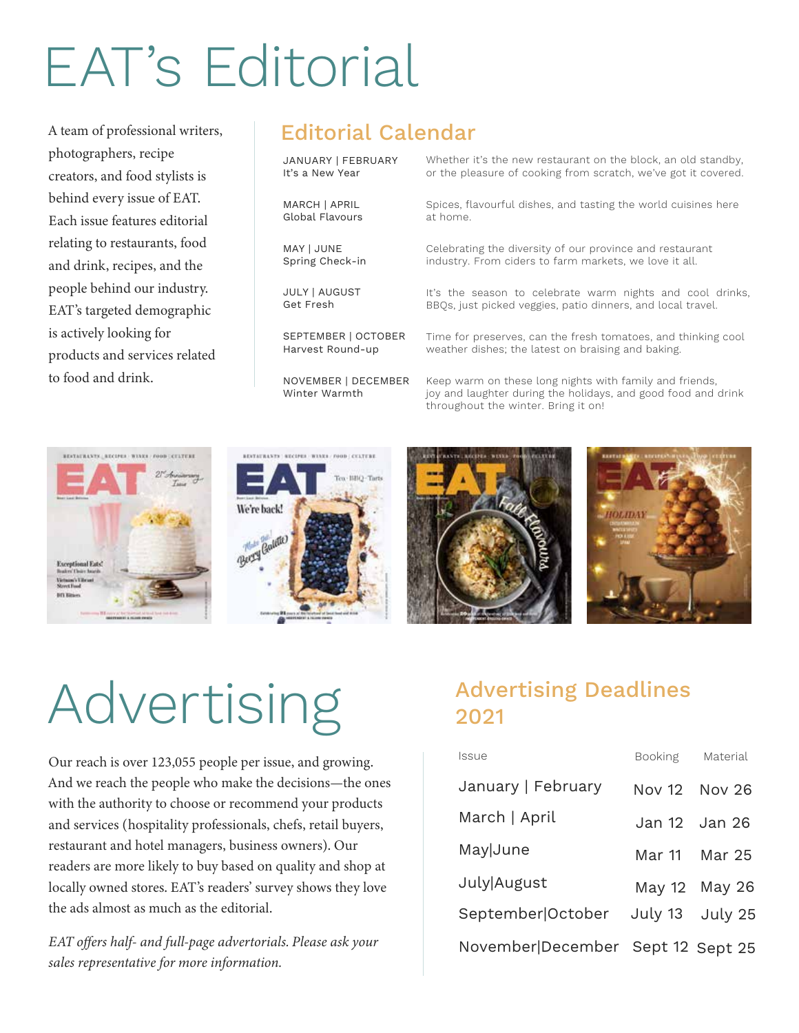# EAT's Editorial

A team of professional writers, photographers, recipe creators, and food stylists is behind every issue of EAT. Each issue features editorial relating to restaurants, food and drink, recipes, and the people behind our industry. EAT's targeted demographic is actively looking for products and services related to food and drink.

## Editorial Calendar

| Issue | Description |
|---|---|
| JANUARY \| FEBRUARY<br>It's a New Year | Whether it's the new restaurant on the block, an old standby, or the pleasure of cooking from scratch, we've got it covered. |
| MARCH \| APRIL<br>Global Flavours | Spices, flavourful dishes, and tasting the world cuisines here at home. |
| MAY \| JUNE<br>Spring Check-in | Celebrating the diversity of our province and restaurant industry. From ciders to farm markets, we love it all. |
| JULY \| AUGUST<br>Get Fresh | It's the season to celebrate warm nights and cool drinks, BBQs, just picked veggies, patio dinners, and local travel. |
| SEPTEMBER \| OCTOBER<br>Harvest Round-up | Time for preserves, can the fresh tomatoes, and thinking cool weather dishes; the latest on braising and baking. |
| NOVEMBER \| DECEMBER<br>Winter Warmth | Keep warm on these long nights with family and friends, joy and laughter during the holidays, and good food and drink throughout the winter. Bring it on! |

# Advertising

Our reach is over 123,055 people per issue, and growing. And we reach the people who make the decisions—the ones with the authority to choose or recommend your products and services (hospitality professionals, chefs, retail buyers, restaurant and hotel managers, business owners). Our readers are more likely to buy based on quality and shop at locally owned stores. EAT's readers' survey shows they love the ads almost as much as the editorial.

*EAT offers half- and full-page advertorials. Please ask your sales representative for more information.*

## Advertising Deadlines 2021

| Issue | Booking | Material |
|---|---|---|
| January \| February | Nov 12 | Nov 26 |
| March \| April | Jan 12 | Jan 26 |
| May\|June | Mar 11 | Mar 25 |
| July\|August | May 12 | May 26 |
| September\|October | July 13 | July 25 |
| November\|December | Sept 12 | Sept 25 |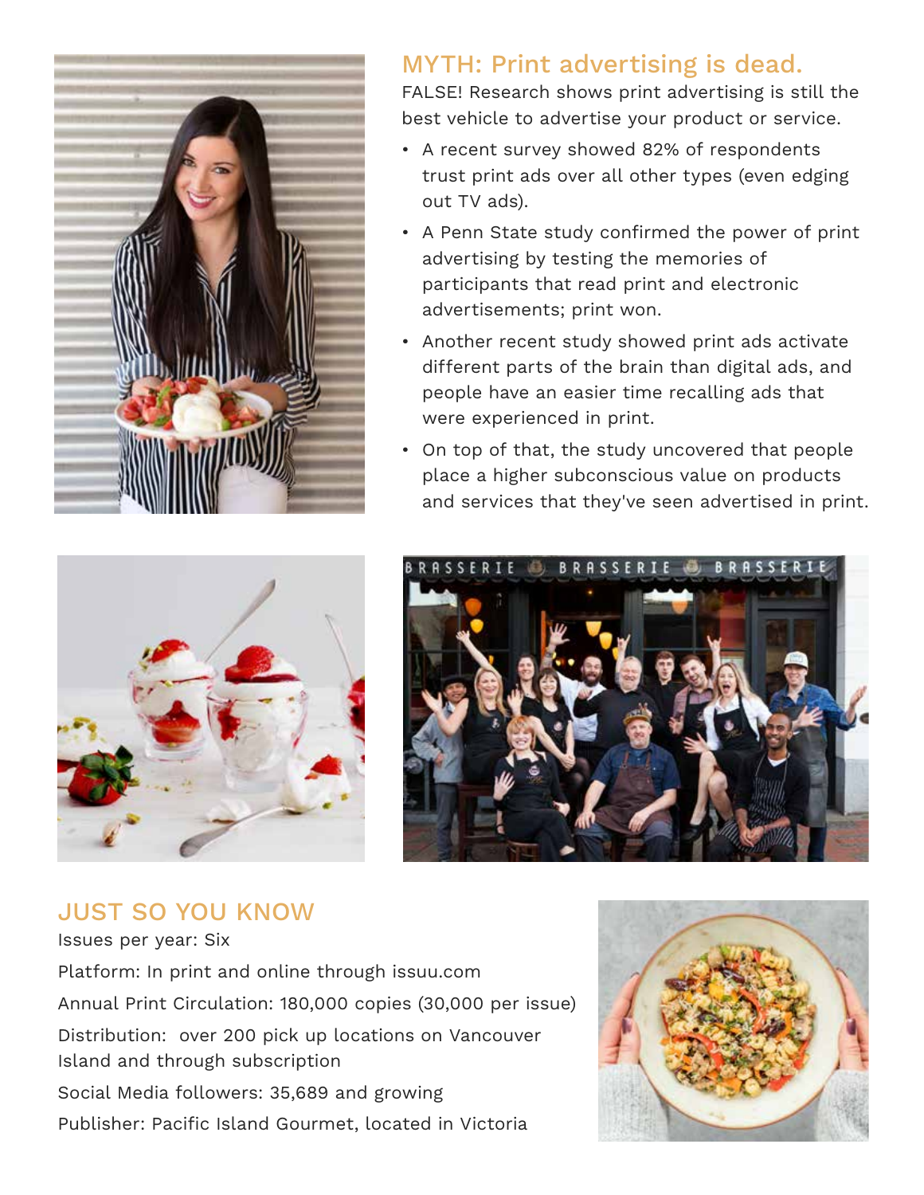## MYTH: Print advertising is dead.

FALSE! Research shows print advertising is still the best vehicle to advertise your product or service.

- A recent survey showed 82% of respondents trust print ads over all other types (even edging out TV ads).
- A Penn State study confirmed the power of print advertising by testing the memories of participants that read print and electronic advertisements; print won.
- Another recent study showed print ads activate different parts of the brain than digital ads, and people have an easier time recalling ads that were experienced in print.
- On top of that, the study uncovered that people place a higher subconscious value on products and services that they've seen advertised in print.

## JUST SO YOU KNOW

Issues per year: Six

Platform: In print and online through issuu.com

Annual Print Circulation: 180,000 copies (30,000 per issue)

Distribution: over 200 pick up locations on Vancouver Island and through subscription

Social Media followers: 35,689 and growing

Publisher: Pacific Island Gourmet, located in Victoria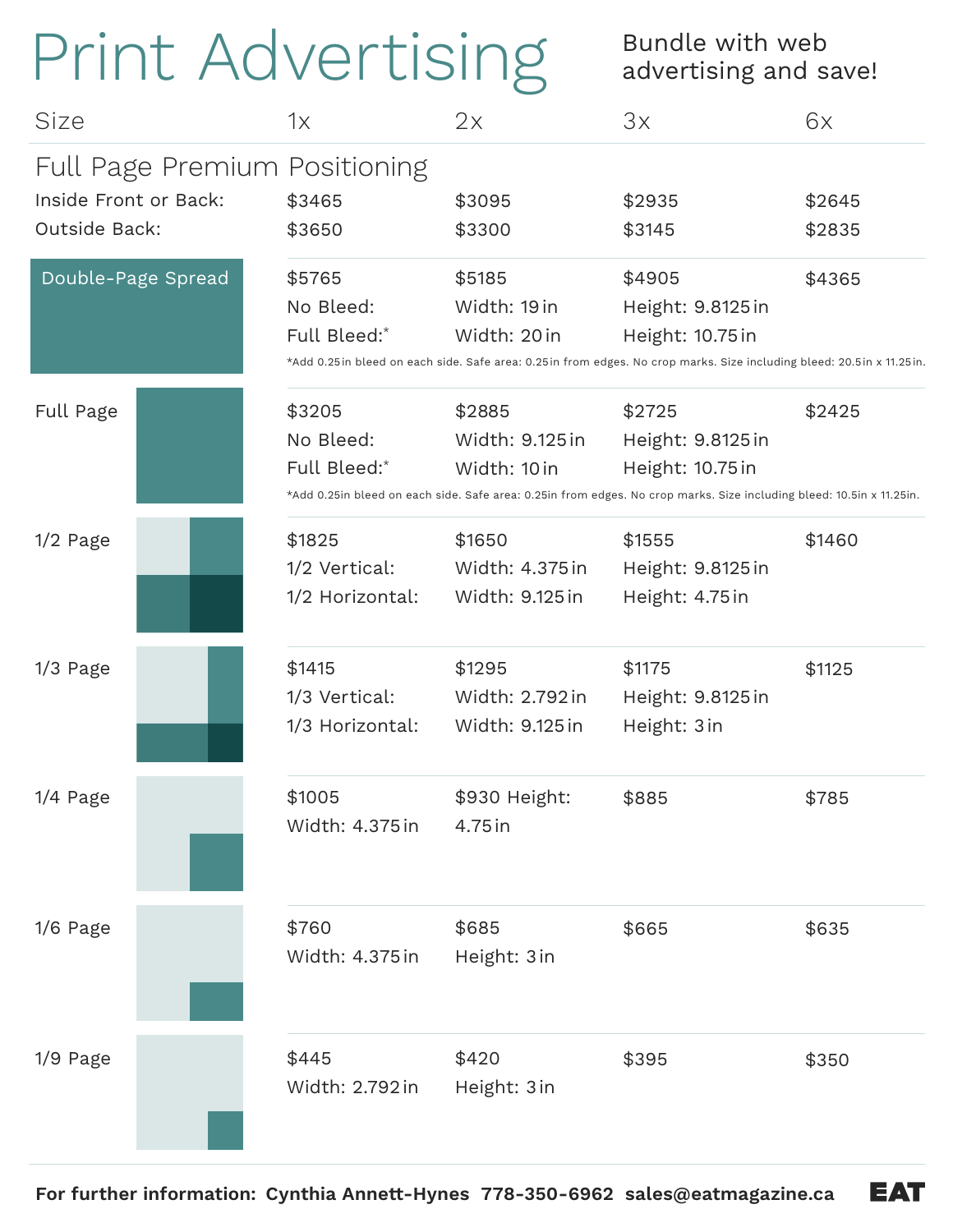# Print Advertising

Bundle with web advertising and save!

| Size | 1x | 2x | 3x | 6x |
|---|---|---|---|---|
| **Full Page Premium Positioning** | | | | |
| Inside Front or Back: | $3465 | $3095 | $2935 | $2645 |
| Outside Back: | $3650 | $3300 | $3145 | $2835 |
| Double-Page Spread | $5765 | $5185 | $4905 | $4365 |
| | No Bleed: | Width: 19 in | Height: 9.8125 in | |
| | Full Bleed:* | Width: 20 in | Height: 10.75 in | |
| Full Page | $3205 | $2885 | $2725 | $2425 |
| | No Bleed: | Width: 9.125 in | Height: 9.8125 in | |
| | Full Bleed:* | Width: 10 in | Height: 10.75 in | |
| 1/2 Page | $1825 | $1650 | $1555 | $1460 |
| | 1/2 Vertical: | Width: 4.375 in | Height: 9.8125 in | |
| | 1/2 Horizontal: | Width: 9.125 in | Height: 4.75 in | |
| 1/3 Page | $1415 | $1295 | $1175 | $1125 |
| | 1/3 Vertical: | Width: 2.792 in | Height: 9.8125 in | |
| | 1/3 Horizontal: | Width: 9.125 in | Height: 3 in | |
| 1/4 Page | $1005 | $930 Height: | $885 | $785 |
| | Width: 4.375 in | 4.75 in | | |
| 1/6 Page | $760 | $685 | $665 | $635 |
| | Width: 4.375 in | Height: 3 in | | |
| 1/9 Page | $445 | $420 | $395 | $350 |
| | Width: 2.792 in | Height: 3 in | | |

Double-Page Spread: *Add 0.25in bleed on each side. Safe area: 0.25in from edges. No crop marks. Size including bleed: 20.5in x 11.25in.

Full Page: *Add 0.25in bleed on each side. Safe area: 0.25in from edges. No crop marks. Size including bleed: 10.5in x 11.25in.

**For further information: Cynthia Annett-Hynes 778-350-6962 sales@eatmagazine.ca**

**EAT**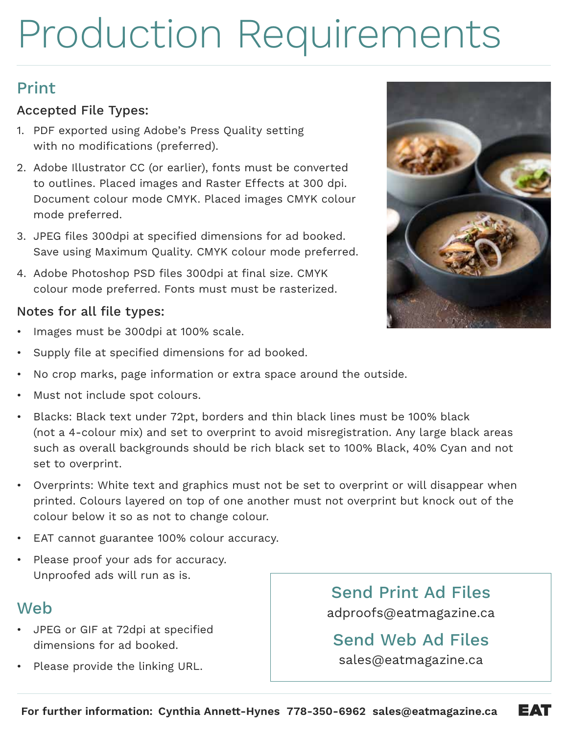# Production Requirements

## Print

### Accepted File Types:

1. PDF exported using Adobe's Press Quality setting with no modifications (preferred).
2. Adobe Illustrator CC (or earlier), fonts must be converted to outlines. Placed images and Raster Effects at 300 dpi. Document colour mode CMYK. Placed images CMYK colour mode preferred.
3. JPEG files 300dpi at specified dimensions for ad booked. Save using Maximum Quality. CMYK colour mode preferred.
4. Adobe Photoshop PSD files 300dpi at final size. CMYK colour mode preferred. Fonts must must be rasterized.

### Notes for all file types:

- Images must be 300dpi at 100% scale.
- Supply file at specified dimensions for ad booked.
- No crop marks, page information or extra space around the outside.
- Must not include spot colours.
- Blacks: Black text under 72pt, borders and thin black lines must be 100% black (not a 4-colour mix) and set to overprint to avoid misregistration. Any large black areas such as overall backgrounds should be rich black set to 100% Black, 40% Cyan and not set to overprint.
- Overprints: White text and graphics must not be set to overprint or will disappear when printed. Colours layered on top of one another must not overprint but knock out of the colour below it so as not to change colour.
- EAT cannot guarantee 100% colour accuracy.
- Please proof your ads for accuracy. Unproofed ads will run as is.

## Web

- JPEG or GIF at 72dpi at specified dimensions for ad booked.
- Please provide the linking URL.

### Send Print Ad Files

adproofs@eatmagazine.ca

### Send Web Ad Files

sales@eatmagazine.ca

**For further information: Cynthia Annett-Hynes 778-350-6962 sales@eatmagazine.ca**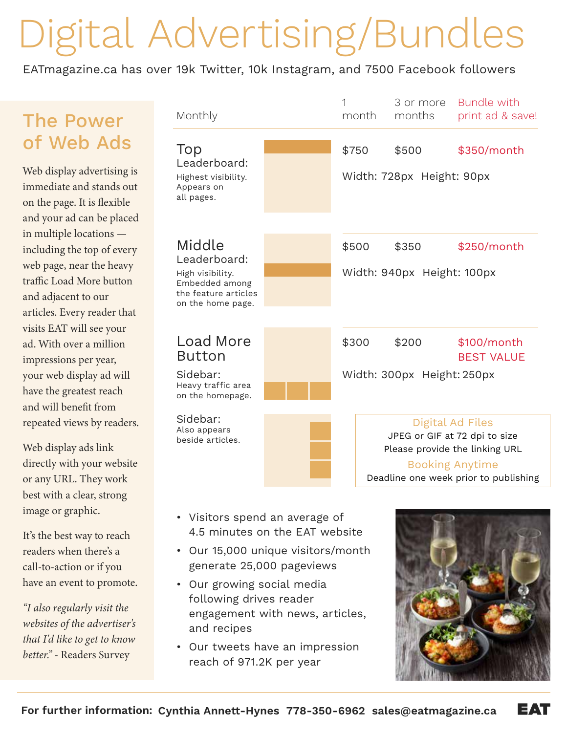# Digital Advertising/Bundles

EATmagazine.ca has over 19k Twitter, 10k Instagram, and 7500 Facebook followers

## The Power of Web Ads

Web display advertising is immediate and stands out on the page. It is flexible and your ad can be placed in multiple locations — including the top of every web page, near the heavy traffic Load More button and adjacent to our articles. Every reader that visits EAT will see your ad. With over a million impressions per year, your web display ad will have the greatest reach and will benefit from repeated views by readers.

Web display ads link directly with your website or any URL. They work best with a clear, strong image or graphic.

It's the best way to reach readers when there's a call-to-action or if you have an event to promote.

*"I also regularly visit the websites of the advertiser's that I'd like to get to know better."* - Readers Survey

| Monthly | 1 month | 3 or more months | Bundle with print ad & save! |
|---|---|---|---|
| **Top Leaderboard:** Highest visibility. Appears on all pages. Width: 728px Height: 90px | $750 | $500 | $350/month |
| **Middle Leaderboard:** High visibility. Embedded among the feature articles on the home page. Width: 940px Height: 100px | $500 | $350 | $250/month |
| **Load More Button Sidebar:** Heavy traffic area on the homepage. **Sidebar:** Also appears beside articles. Width: 300px Height: 250px | $300 | $200 | $100/month BEST VALUE |

**Digital Ad Files**
JPEG or GIF at 72 dpi to size
Please provide the linking URL

**Booking Anytime**
Deadline one week prior to publishing

- Visitors spend an average of 4.5 minutes on the EAT website
- Our 15,000 unique visitors/month generate 25,000 pageviews
- Our growing social media following drives reader engagement with news, articles, and recipes
- Our tweets have an impression reach of 971.2K per year

**For further information:** Cynthia Annett-Hynes 778-350-6962 sales@eatmagazine.ca

EAT